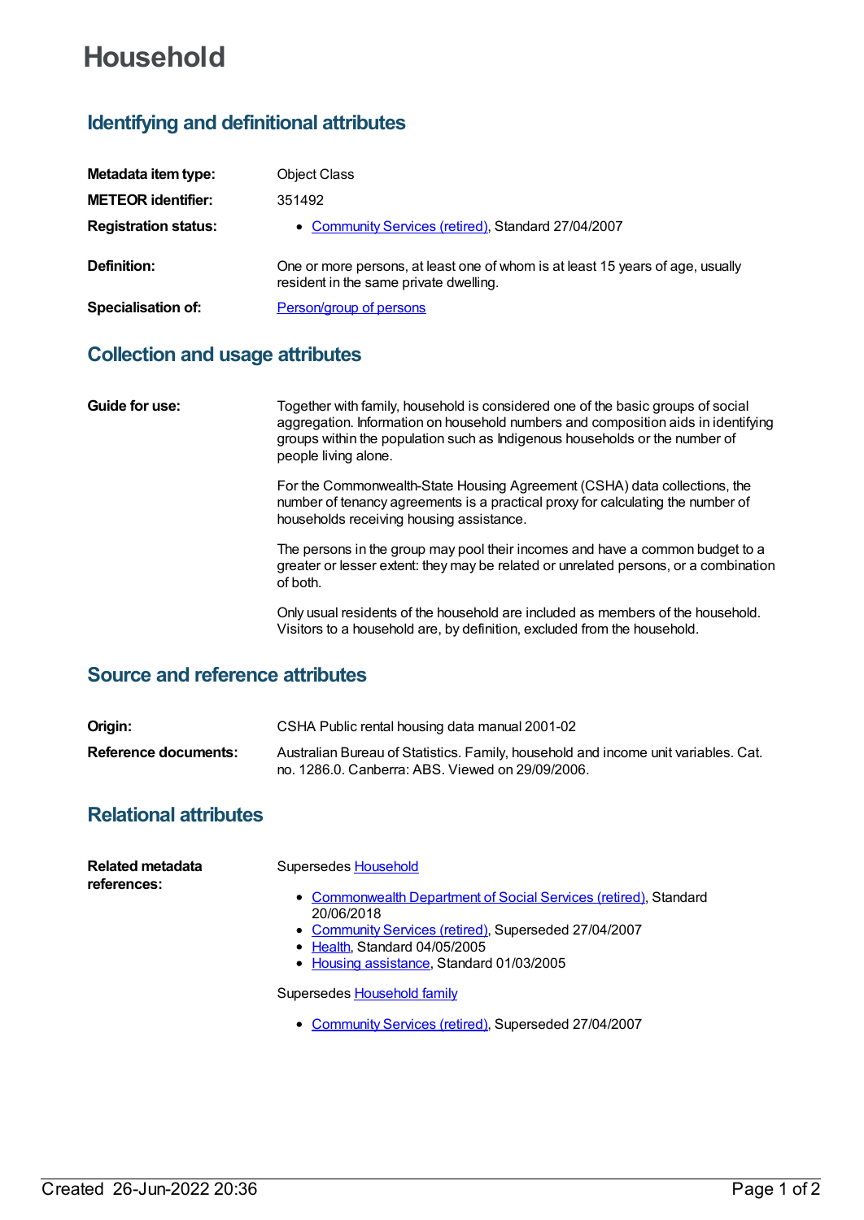# Household

## Identifying and definitional attributes

| | |
|---|---|
| **Metadata item type:** | Object Class |
| **METEOR identifier:** | 351492 |
| **Registration status:** | • Community Services (retired), Standard 27/04/2007 |
| **Definition:** | One or more persons, at least one of whom is at least 15 years of age, usually resident in the same private dwelling. |
| **Specialisation of:** | Person/group of persons |

## Collection and usage attributes

**Guide for use:**

Together with family, household is considered one of the basic groups of social aggregation. Information on household numbers and composition aids in identifying groups within the population such as Indigenous households or the number of people living alone.

For the Commonwealth-State Housing Agreement (CSHA) data collections, the number of tenancy agreements is a practical proxy for calculating the number of households receiving housing assistance.

The persons in the group may pool their incomes and have a common budget to a greater or lesser extent: they may be related or unrelated persons, or a combination of both.

Only usual residents of the household are included as members of the household. Visitors to a household are, by definition, excluded from the household.

## Source and reference attributes

| | |
|---|---|
| **Origin:** | CSHA Public rental housing data manual 2001-02 |
| **Reference documents:** | Australian Bureau of Statistics. Family, household and income unit variables. Cat. no. 1286.0. Canberra: ABS. Viewed on 29/09/2006. |

## Relational attributes

**Related metadata references:**

Supersedes Household

- Commonwealth Department of Social Services (retired), Standard 20/06/2018
- Community Services (retired), Superseded 27/04/2007
- Health, Standard 04/05/2005
- Housing assistance, Standard 01/03/2005

Supersedes Household family

- Community Services (retired), Superseded 27/04/2007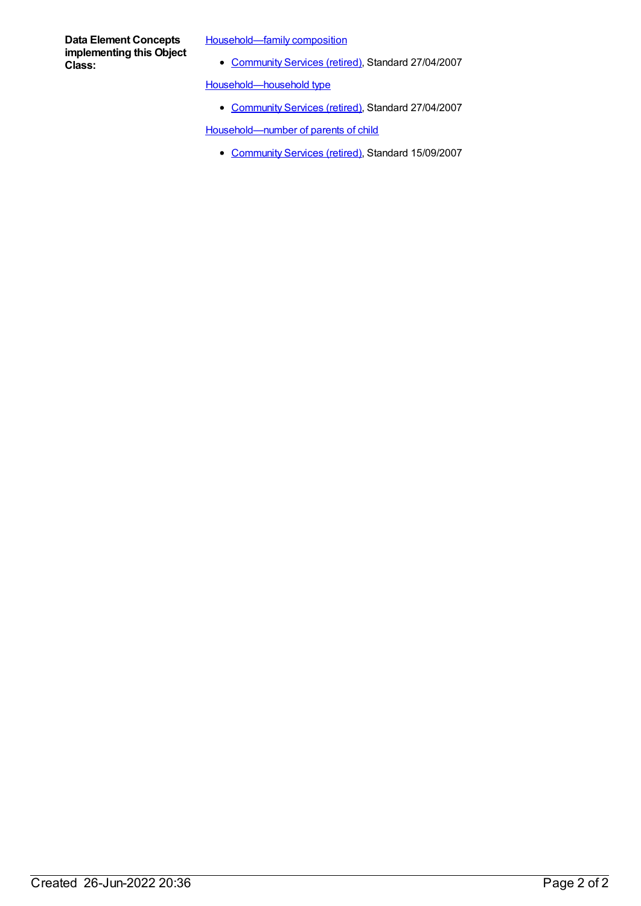**Data Element Concepts implementing this Object Class:**

Household—family composition

- Community Services (retired), Standard 27/04/2007

Household—household type

- Community Services (retired), Standard 27/04/2007

Household—number of parents of child

- Community Services (retired), Standard 15/09/2007